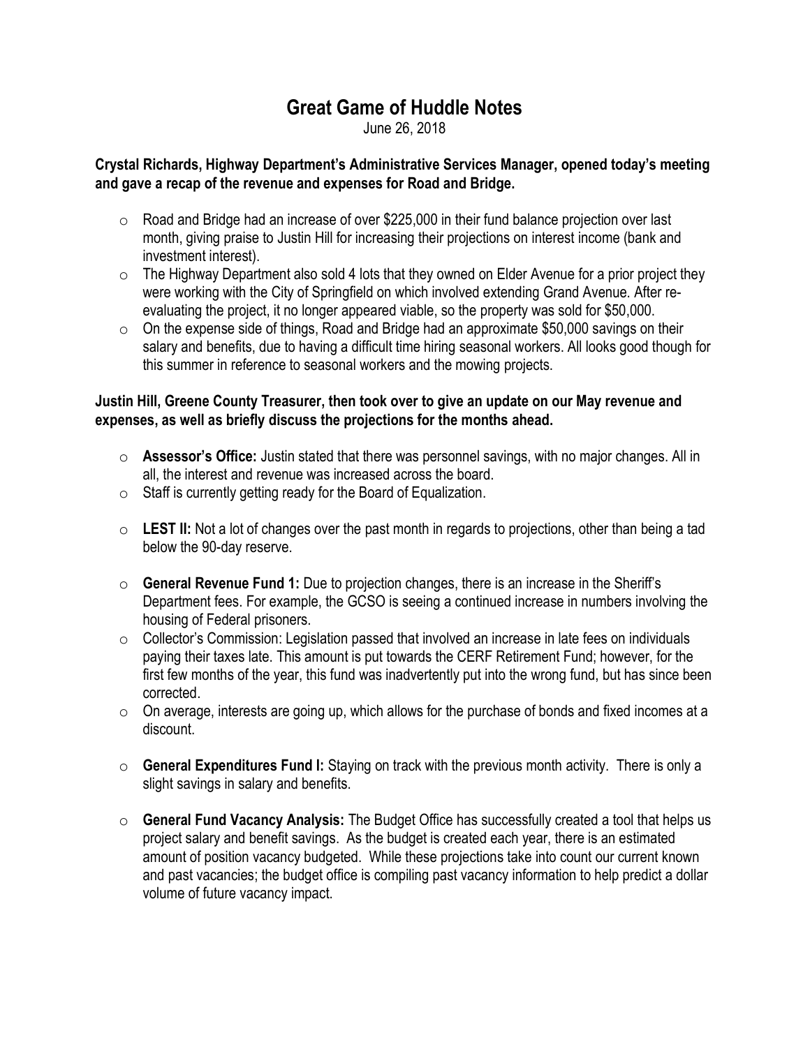# Great Game of Huddle Notes

June 26, 2018

**Crystal Richards, Highway Department's Administrative Services Manager, opened today's meeting and gave a recap of the revenue and expenses for Road and Bridge.**

- Road and Bridge had an increase of over $225,000 in their fund balance projection over last month, giving praise to Justin Hill for increasing their projections on interest income (bank and investment interest).
- The Highway Department also sold 4 lots that they owned on Elder Avenue for a prior project they were working with the City of Springfield on which involved extending Grand Avenue. After re-evaluating the project, it no longer appeared viable, so the property was sold for $50,000.
- On the expense side of things, Road and Bridge had an approximate $50,000 savings on their salary and benefits, due to having a difficult time hiring seasonal workers. All looks good though for this summer in reference to seasonal workers and the mowing projects.

**Justin Hill, Greene County Treasurer, then took over to give an update on our May revenue and expenses, as well as briefly discuss the projections for the months ahead.**

- **Assessor's Office:** Justin stated that there was personnel savings, with no major changes. All in all, the interest and revenue was increased across the board.
- Staff is currently getting ready for the Board of Equalization.

- **LEST II:** Not a lot of changes over the past month in regards to projections, other than being a tad below the 90-day reserve.

- **General Revenue Fund 1:** Due to projection changes, there is an increase in the Sheriff's Department fees. For example, the GCSO is seeing a continued increase in numbers involving the housing of Federal prisoners.
- Collector's Commission: Legislation passed that involved an increase in late fees on individuals paying their taxes late. This amount is put towards the CERF Retirement Fund; however, for the first few months of the year, this fund was inadvertently put into the wrong fund, but has since been corrected.
- On average, interests are going up, which allows for the purchase of bonds and fixed incomes at a discount.

- **General Expenditures Fund I:** Staying on track with the previous month activity. There is only a slight savings in salary and benefits.

- **General Fund Vacancy Analysis:** The Budget Office has successfully created a tool that helps us project salary and benefit savings. As the budget is created each year, there is an estimated amount of position vacancy budgeted. While these projections take into count our current known and past vacancies; the budget office is compiling past vacancy information to help predict a dollar volume of future vacancy impact.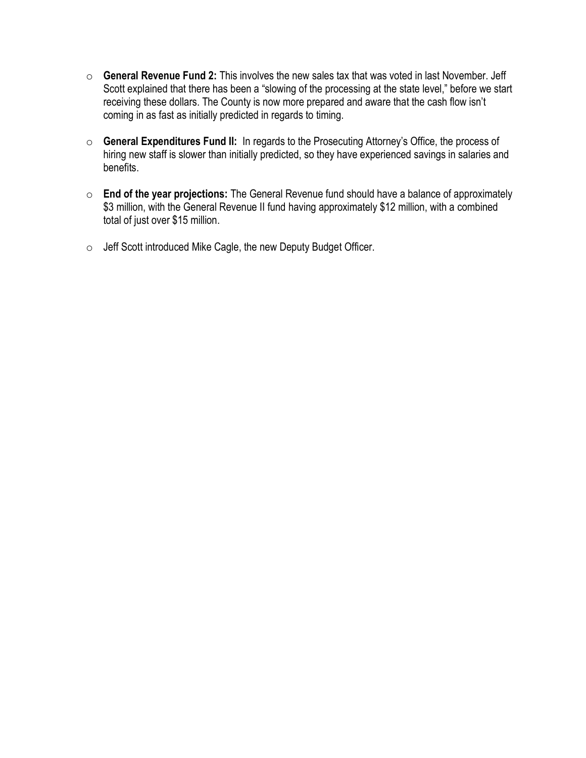- **General Revenue Fund 2:** This involves the new sales tax that was voted in last November. Jeff Scott explained that there has been a "slowing of the processing at the state level," before we start receiving these dollars. The County is now more prepared and aware that the cash flow isn't coming in as fast as initially predicted in regards to timing.

- **General Expenditures Fund II:** In regards to the Prosecuting Attorney's Office, the process of hiring new staff is slower than initially predicted, so they have experienced savings in salaries and benefits.

- **End of the year projections:** The General Revenue fund should have a balance of approximately $3 million, with the General Revenue II fund having approximately $12 million, with a combined total of just over $15 million.

- Jeff Scott introduced Mike Cagle, the new Deputy Budget Officer.